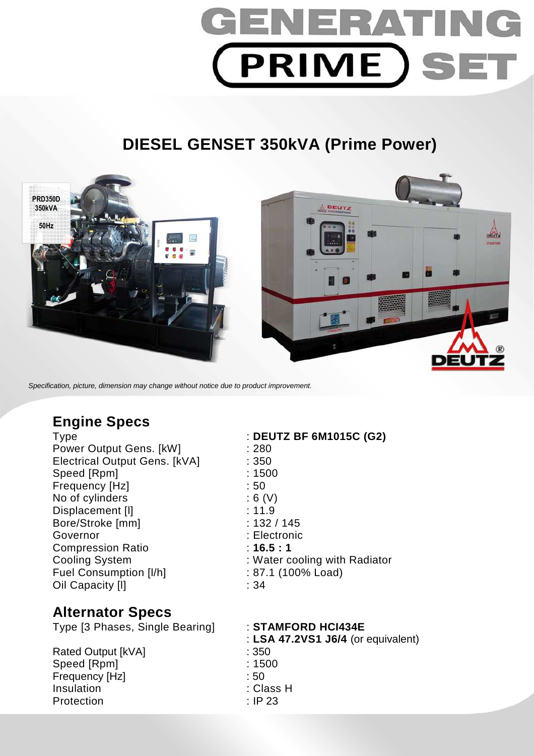# GENERATING PRIME SET

## DIESEL GENSET 350kVA (Prime Power)

*Specification, picture, dimension may change without notice due to product improvement.*

## Engine Specs

| | |
|---|---|
| Type | : **DEUTZ BF 6M1015C (G2)** |
| Power Output Gens. [kW] | : 280 |
| Electrical Output Gens. [kVA] | : 350 |
| Speed [Rpm] | : 1500 |
| Frequency [Hz] | : 50 |
| No of cylinders | : 6 (V) |
| Displacement [l] | : 11.9 |
| Bore/Stroke [mm] | : 132 / 145 |
| Governor | : Electronic |
| Compression Ratio | : **16.5 : 1** |
| Cooling System | : Water cooling with Radiator |
| Fuel Consumption [l/h] | : 87.1 (100% Load) |
| Oil Capacity [l] | : 34 |

## Alternator Specs

| | |
|---|---|
| Type [3 Phases, Single Bearing] | : **STAMFORD HCI434E** |
| | : **LSA 47.2VS1 J6/4** (or equivalent) |
| Rated Output [kVA] | : 350 |
| Speed [Rpm] | : 1500 |
| Frequency [Hz] | : 50 |
| Insulation | : Class H |
| Protection | : IP 23 |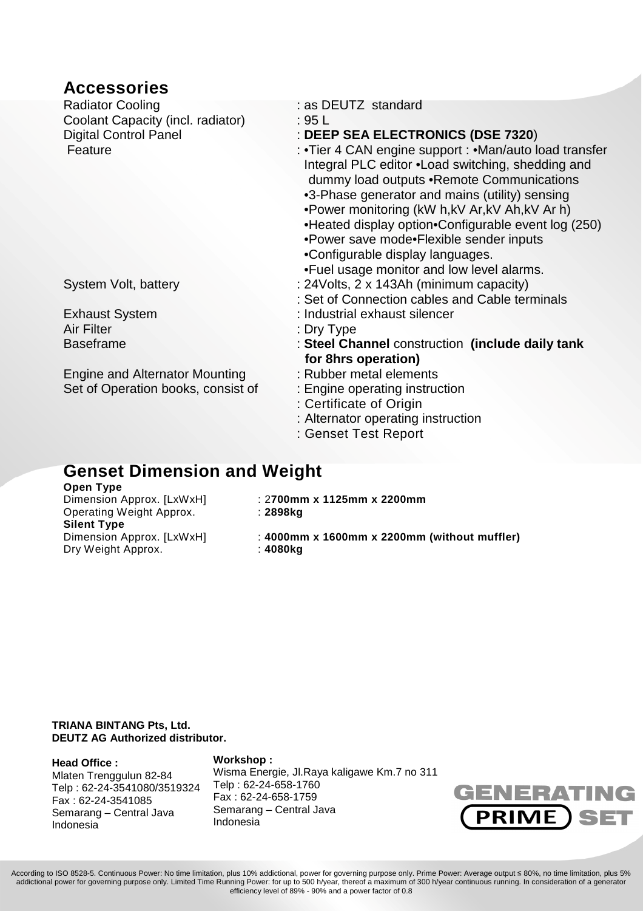## Accessories

| | |
|---|---|
| Radiator Cooling | : as DEUTZ standard |
| Coolant Capacity (incl. radiator) | : 95 L |
| Digital Control Panel | : **DEEP SEA ELECTRONICS (DSE 7320**) |
| Feature | : •Tier 4 CAN engine support : •Man/auto load transfer Integral PLC editor •Load switching, shedding and dummy load outputs •Remote Communications •3-Phase generator and mains (utility) sensing •Power monitoring (kW h,kV Ar,kV Ah,kV Ar h) •Heated display option•Configurable event log (250) •Power save mode•Flexible sender inputs •Configurable display languages. •Fuel usage monitor and low level alarms. |
| System Volt, battery | : 24Volts, 2 x 143Ah (minimum capacity) |
| | : Set of Connection cables and Cable terminals |
| Exhaust System | : Industrial exhaust silencer |
| Air Filter | : Dry Type |
| Baseframe | : **Steel Channel** construction **(include daily tank for 8hrs operation)** |
| Engine and Alternator Mounting | : Rubber metal elements |
| Set of Operation books, consist of | : Engine operating instruction |
| | : Certificate of Origin |
| | : Alternator operating instruction |
| | : Genset Test Report |

## Genset Dimension and Weight

**Open Type**

| | |
|---|---|
| Dimension Approx. [LxWxH] | : 2**700mm x 1125mm x 2200mm** |
| Operating Weight Approx. | : **2898kg** |

**Silent Type**

| | |
|---|---|
| Dimension Approx. [LxWxH] | : **4000mm x 1600mm x 2200mm (without muffler)** |
| Dry Weight Approx. | : **4080kg** |

**TRIANA BINTANG Pts, Ltd.**
**DEUTZ AG Authorized distributor.**

**Head Office :**
Mlaten Trenggulun 82-84
Telp : 62-24-3541080/3519324
Fax : 62-24-3541085
Semarang – Central Java
Indonesia

**Workshop :**
Wisma Energie, Jl.Raya kaligawe Km.7 no 311
Telp : 62-24-658-1760
Fax : 62-24-658-1759
Semarang – Central Java
Indonesia

GENERATING PRIME SET

According to ISO 8528-5. Continuous Power: No time limitation, plus 10% addictional, power for governing purpose only. Prime Power: Average output ≤ 80%, no time limitation, plus 5% addictional power for governing purpose only. Limited Time Running Power: for up to 500 h/year, thereof a maximum of 300 h/year continuous running. In consideration of a generator efficiency level of 89% - 90% and a power factor of 0.8